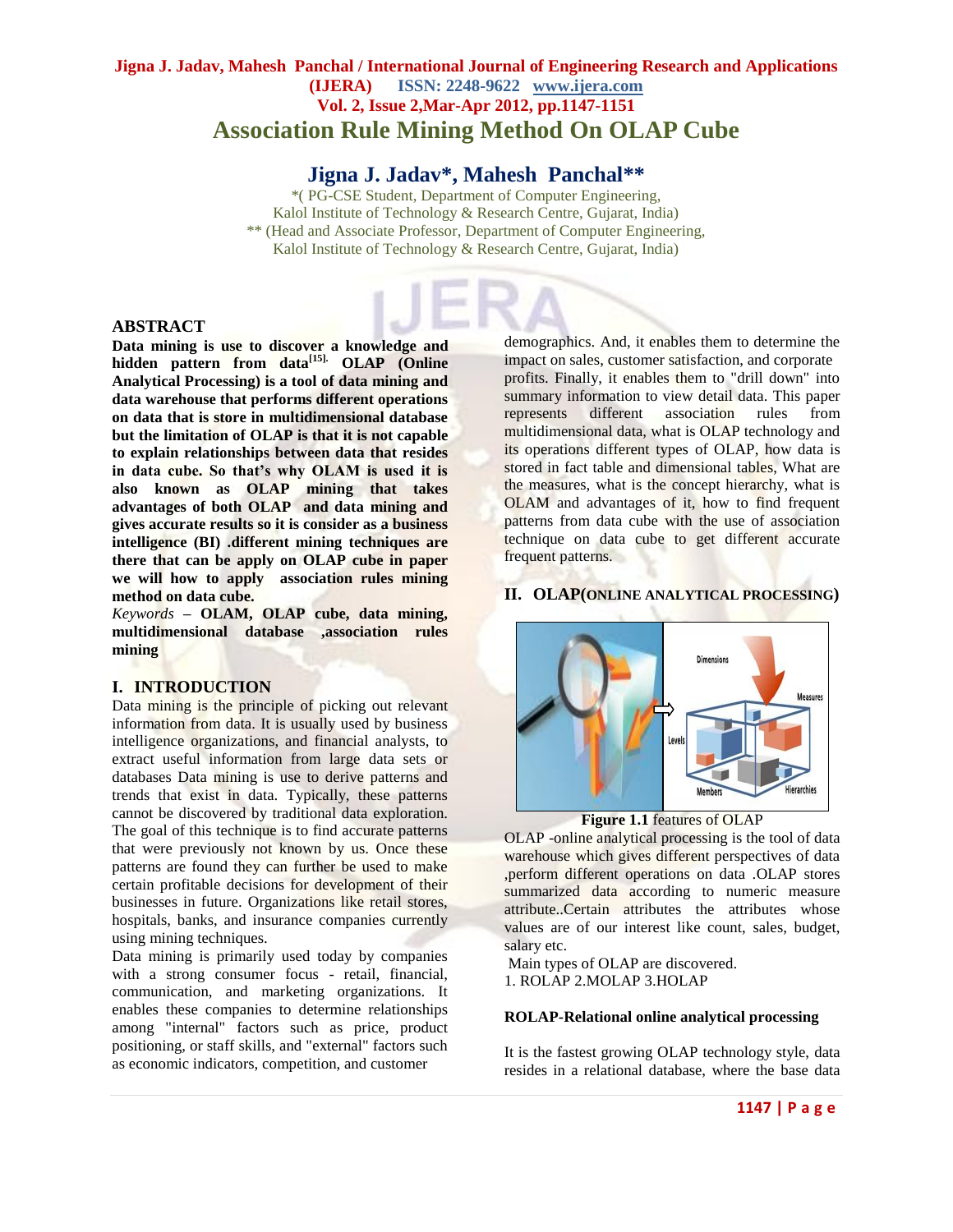# Association Rule Mining Method On OLAP Cube

## Jigna J. Jadav*, Mahesh Panchal**

*( PG-CSE Student, Department of Computer Engineering, Kalol Institute of Technology & Research Centre, Gujarat, India)

** (Head and Associate Professor, Department of Computer Engineering, Kalol Institute of Technology & Research Centre, Gujarat, India)

### ABSTRACT

**Data mining is use to discover a knowledge and hidden pattern from data[15]. OLAP (Online Analytical Processing) is a tool of data mining and data warehouse that performs different operations on data that is store in multidimensional database but the limitation of OLAP is that it is not capable to explain relationships between data that resides in data cube. So that's why OLAM is used it is also known as OLAP mining that takes advantages of both OLAP and data mining and gives accurate results so it is consider as a business intelligence (BI) .different mining techniques are there that can be apply on OLAP cube in paper we will how to apply association rules mining method on data cube.**

*Keywords* – **OLAM, OLAP cube, data mining, multidimensional database ,association rules mining**

## I. INTRODUCTION

Data mining is the principle of picking out relevant information from data. It is usually used by business intelligence organizations, and financial analysts, to extract useful information from large data sets or databases Data mining is use to derive patterns and trends that exist in data. Typically, these patterns cannot be discovered by traditional data exploration. The goal of this technique is to find accurate patterns that were previously not known by us. Once these patterns are found they can further be used to make certain profitable decisions for development of their businesses in future. Organizations like retail stores, hospitals, banks, and insurance companies currently using mining techniques.

Data mining is primarily used today by companies with a strong consumer focus - retail, financial, communication, and marketing organizations. It enables these companies to determine relationships among "internal" factors such as price, product positioning, or staff skills, and "external" factors such as economic indicators, competition, and customer demographics. And, it enables them to determine the impact on sales, customer satisfaction, and corporate profits. Finally, it enables them to "drill down" into summary information to view detail data. This paper represents different association rules from multidimensional data, what is OLAP technology and its operations different types of OLAP, how data is stored in fact table and dimensional tables, What are the measures, what is the concept hierarchy, what is OLAM and advantages of it, how to find frequent patterns from data cube with the use of association technique on data cube to get different accurate frequent patterns.

## II. OLAP(ONLINE ANALYTICAL PROCESSING)

**Figure 1.1** features of OLAP

OLAP -online analytical processing is the tool of data warehouse which gives different perspectives of data ,perform different operations on data .OLAP stores summarized data according to numeric measure attribute..Certain attributes the attributes whose values are of our interest like count, sales, budget, salary etc.

Main types of OLAP are discovered.

1. ROLAP 2.MOLAP 3.HOLAP

**ROLAP-Relational online analytical processing**

It is the fastest growing OLAP technology style, data resides in a relational database, where the base data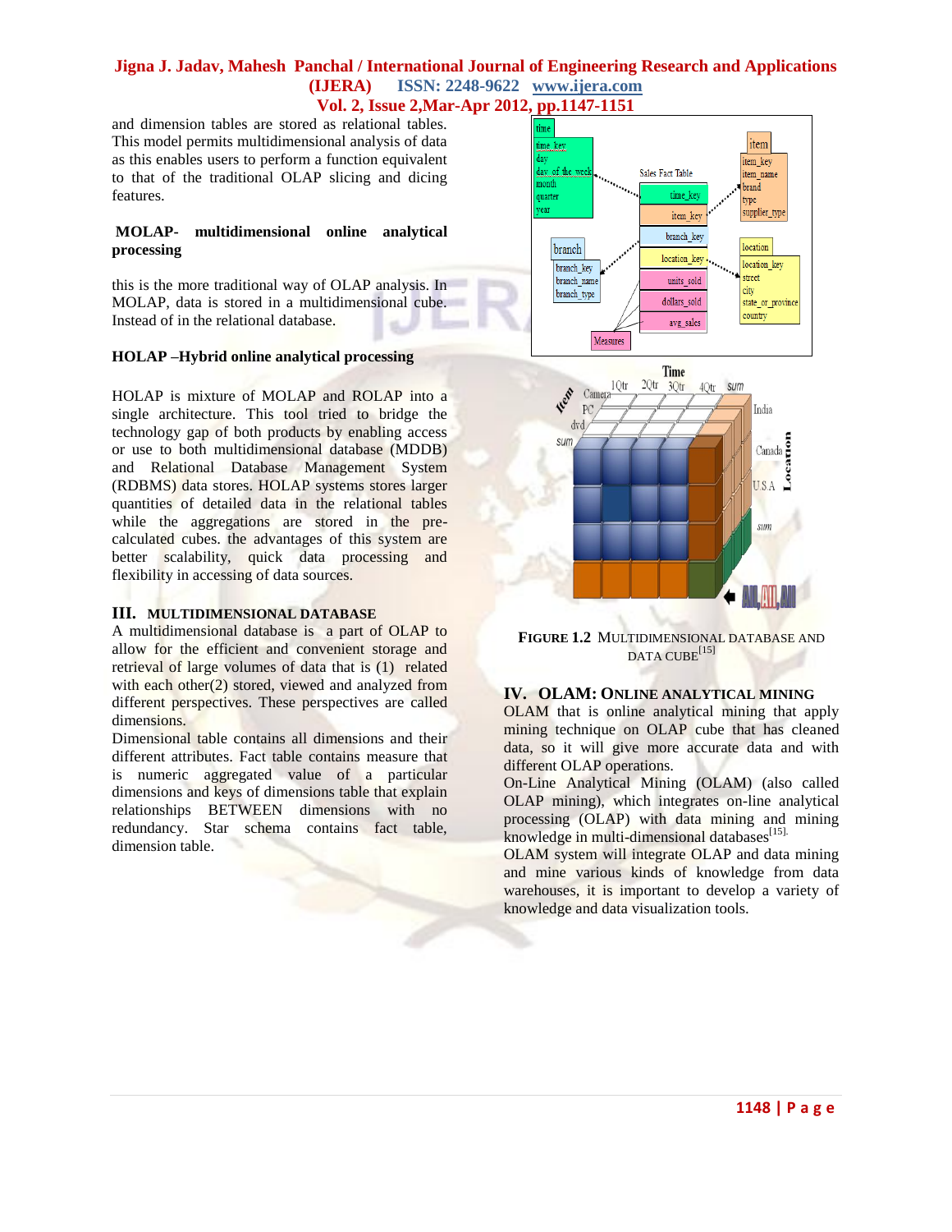and dimension tables are stored as relational tables. This model permits multidimensional analysis of data as this enables users to perform a function equivalent to that of the traditional OLAP slicing and dicing features.

**MOLAP- multidimensional online analytical processing**

this is the more traditional way of OLAP analysis. In MOLAP, data is stored in a multidimensional cube. Instead of in the relational database.

**HOLAP –Hybrid online analytical processing**

HOLAP is mixture of MOLAP and ROLAP into a single architecture. This tool tried to bridge the technology gap of both products by enabling access or use to both multidimensional database (MDDB) and Relational Database Management System (RDBMS) data stores. HOLAP systems stores larger quantities of detailed data in the relational tables while the aggregations are stored in the pre-calculated cubes. the advantages of this system are better scalability, quick data processing and flexibility in accessing of data sources.

## III. MULTIDIMENSIONAL DATABASE

A multidimensional database is a part of OLAP to allow for the efficient and convenient storage and retrieval of large volumes of data that is (1) related with each other(2) stored, viewed and analyzed from different perspectives. These perspectives are called dimensions.

Dimensional table contains all dimensions and their different attributes. Fact table contains measure that is numeric aggregated value of a particular dimensions and keys of dimensions table that explain relationships BETWEEN dimensions with no redundancy. Star schema contains fact table, dimension table.

**FIGURE 1.2** MULTIDIMENSIONAL DATABASE AND DATA CUBE[15]

## IV. OLAM: ONLINE ANALYTICAL MINING

OLAM that is online analytical mining that apply mining technique on OLAP cube that has cleaned data, so it will give more accurate data and with different OLAP operations.

On-Line Analytical Mining (OLAM) (also called OLAP mining), which integrates on-line analytical processing (OLAP) with data mining and mining knowledge in multi-dimensional databases[15].

OLAM system will integrate OLAP and data mining and mine various kinds of knowledge from data warehouses, it is important to develop a variety of knowledge and data visualization tools.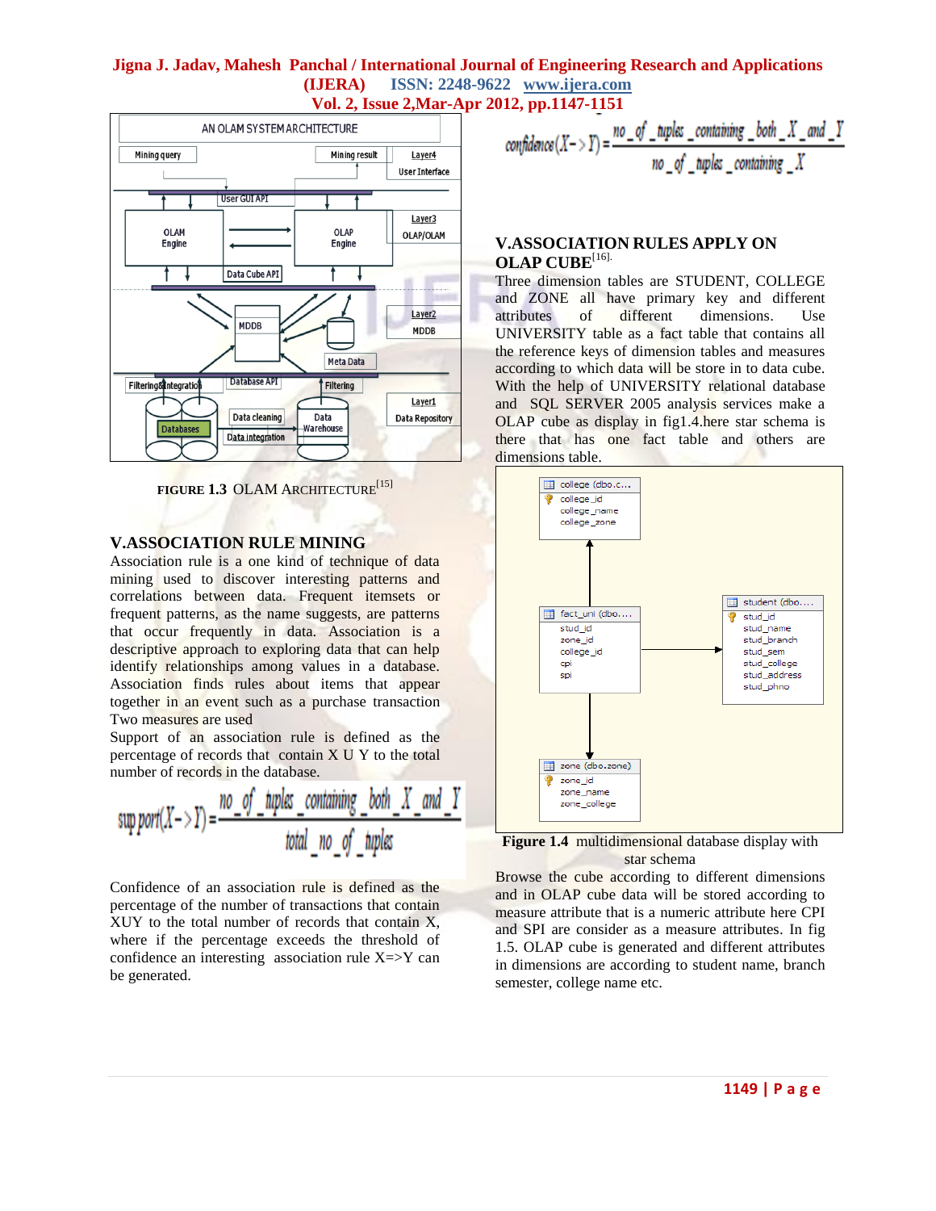FIGURE 1.3 OLAM ARCHITECTURE[15]

## V.ASSOCIATION RULE MINING

Association rule is a one kind of technique of data mining used to discover interesting patterns and correlations between data. Frequent itemsets or frequent patterns, as the name suggests, are patterns that occur frequently in data. Association is a descriptive approach to exploring data that can help identify relationships among values in a database. Association finds rules about items that appear together in an event such as a purchase transaction Two measures are used

Support of an association rule is defined as the percentage of records that contain X U Y to the total number of records in the database.

$$support(X->Y) = \frac{no\_of\_tuples\_containing\_both\_X\_and\_Y}{total\_no\_of\_tuples}$$

Confidence of an association rule is defined as the percentage of the number of transactions that contain XUY to the total number of records that contain X, where if the percentage exceeds the threshold of confidence an interesting association rule X=>Y can be generated.

$$confidence(X->Y) = \frac{no\_of\_tuples\_containing\_both\_X\_and\_Y}{no\_of\_tuples\_containing\_X}$$

## V.ASSOCIATION RULES APPLY ON OLAP CUBE[16].

Three dimension tables are STUDENT, COLLEGE and ZONE all have primary key and different attributes of different dimensions. Use UNIVERSITY table as a fact table that contains all the reference keys of dimension tables and measures according to which data will be store in to data cube. With the help of UNIVERSITY relational database and SQL SERVER 2005 analysis services make a OLAP cube as display in fig1.4.here star schema is there that has one fact table and others are dimensions table.

**Figure 1.4** multidimensional database display with star schema

Browse the cube according to different dimensions and in OLAP cube data will be stored according to measure attribute that is a numeric attribute here CPI and SPI are consider as a measure attributes. In fig 1.5. OLAP cube is generated and different attributes in dimensions are according to student name, branch semester, college name etc.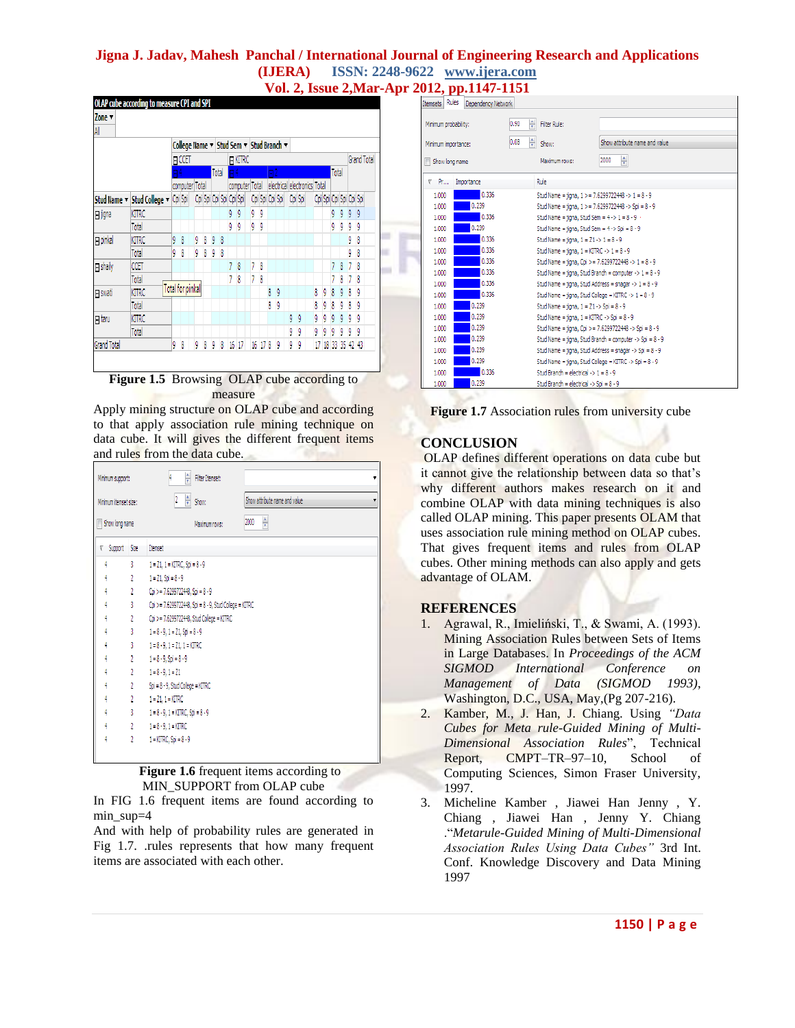**Figure 1.5** Browsing OLAP cube according to measure

Apply mining structure on OLAP cube and according to that apply association rule mining technique on data cube. It will gives the different frequent items and rules from the data cube.

**Figure 1.6** frequent items according to MIN_SUPPORT from OLAP cube

In FIG 1.6 frequent items are found according to min_sup=4

And with help of probability rules are generated in Fig 1.7. .rules represents that how many frequent items are associated with each other.

**Figure 1.7** Association rules from university cube

## CONCLUSION

OLAP defines different operations on data cube but it cannot give the relationship between data so that's why different authors makes research on it and combine OLAP with data mining techniques is also called OLAP mining. This paper presents OLAM that uses association rule mining method on OLAP cubes. That gives frequent items and rules from OLAP cubes. Other mining methods can also apply and gets advantage of OLAM.

## REFERENCES

1. Agrawal, R., Imieliński, T., & Swami, A. (1993). Mining Association Rules between Sets of Items in Large Databases. In *Proceedings of the ACM SIGMOD International Conference on Management of Data (SIGMOD 1993)*, Washington, D.C., USA, May,(Pg 207-216).
2. Kamber, M., J. Han, J. Chiang. Using *"Data Cubes for Meta rule-Guided Mining of Multi-Dimensional Association Rules*", Technical Report, CMPT–TR–97–10, School of Computing Sciences, Simon Fraser University, 1997.
3. Micheline Kamber , Jiawei Han Jenny , Y. Chiang , Jiawei Han , Jenny Y. Chiang ."*Metarule-Guided Mining of Multi-Dimensional Association Rules Using Data Cubes"* 3rd Int. Conf. Knowledge Discovery and Data Mining 1997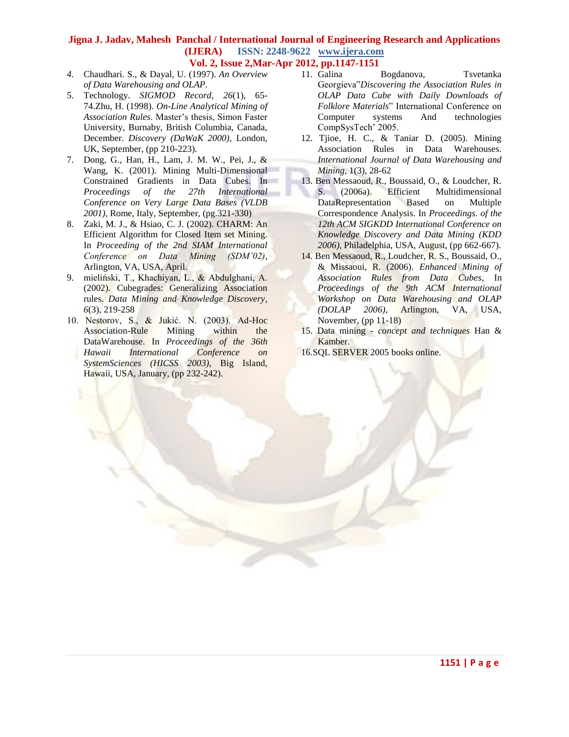4. Chaudhari. S., & Dayal, U. (1997). *An Overview of Data Warehousing and OLAP.*
5. Technology. *SIGMOD Record*, *26*(1), 65-74.Zhu, H. (1998). *On-Line Analytical Mining of Association Rules*. Master's thesis, Simon Faster University, Burnaby, British Columbia, Canada, December. *Discovery (DaWaK 2000)*, London, UK, September, (pp 210-223).
7. Dong, G., Han, H., Lam, J. M. W., Pei, J., & Wang, K. (2001). Mining Multi-Dimensional Constrained Gradients in Data Cubes. In *Proceedings of the 27th International Conference on Very Large Data Bases (VLDB 2001)*, Rome, Italy, September, (pg.321-330)
8. Zaki, M. J., & Hsiao, C. J. (2002). CHARM: An Efficient Algorithm for Closed Item set Mining. In *Proceeding of the 2nd SIAM International Conference on Data Mining (SDM'02)*, Arlington, VA, USA, April.
9. mieliński, T., Khachiyan, L., & Abdulghani, A. (2002). Cubegrades: Generalizing Association rules. *Data Mining and Knowledge Discovery*, *6*(3), 219-258
10. Nestorov, S., & Jukić. N. (2003). Ad-Hoc Association-Rule Mining within the DataWarehouse. In *Proceedings of the 36th Hawaii International Conference on SystemSciences (HICSS 2003)*, Big Island, Hawaii, USA, January, (pp 232-242).
11. Galina Bogdanova, Tsvetanka Georgieva"*Discovering the Association Rules in OLAP Data Cube with Daily Downloads of Folklore Materials*" International Conference on Computer systems And technologies CompSysTech' 2005.
12. Tjioe, H. C., & Taniar D. (2005). Mining Association Rules in Data Warehouses. *International Journal of Data Warehousing and Mining*, 1(3), 28-62
13. Ben Messaoud, R., Boussaid, O., & Loudcher, R. S. (2006a). Efficient Multidimensional DataRepresentation Based on Multiple Correspondence Analysis. In *Proceedings. of the 12th ACM SIGKDD International Conference on Knowledge Discovery and Data Mining (KDD 2006)*, Philadelphia, USA, August, (pp 662-667).
14. Ben Messaoud, R., Loudcher, R. S., Boussaid, O., & Missaoui, R. (2006). *Enhanced Mining of Association Rules from Data Cubes*, In *Proceedings of the 9th ACM International Workshop on Data Warehousing and OLAP (DOLAP 2006)*, Arlington, VA, USA, November, (pp 11-18)
15. Data mining - *concept and techniques* Han & Kamber.
16. SQL SERVER 2005 books online.